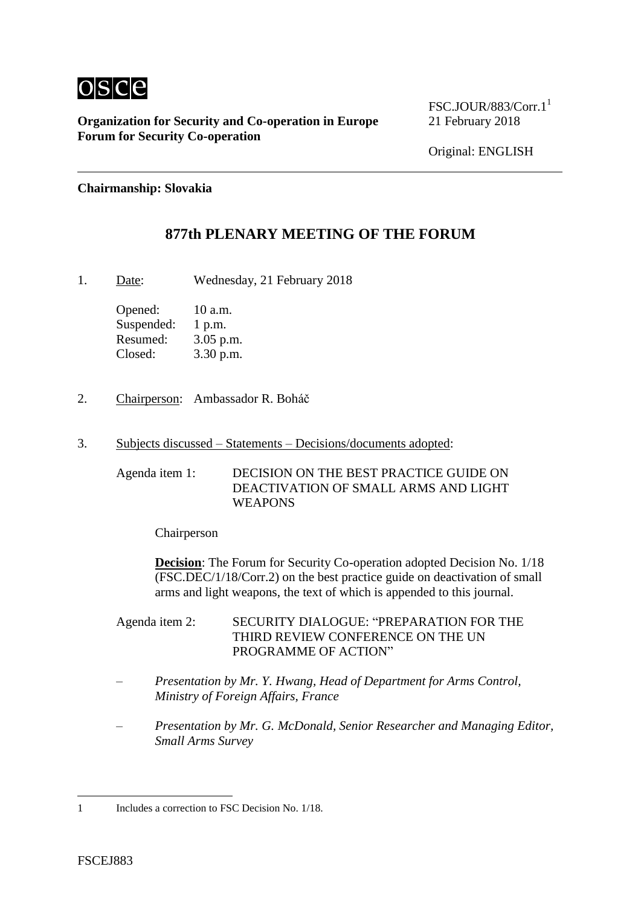osce

**Organization for Security and Co-operation in Europe**
**Forum for Security Co-operation**

FSC.JOUR/883/Corr.1[1]
21 February 2018

Original: ENGLISH

**Chairmanship: Slovakia**

## 877th PLENARY MEETING OF THE FORUM

1. Date: Wednesday, 21 February 2018

   Opened: 10 a.m.
   Suspended: 1 p.m.
   Resumed: 3.05 p.m.
   Closed: 3.30 p.m.

2. Chairperson: Ambassador R. Boháč

3. Subjects discussed – Statements – Decisions/documents adopted:

   Agenda item 1: DECISION ON THE BEST PRACTICE GUIDE ON DEACTIVATION OF SMALL ARMS AND LIGHT WEAPONS

   Chairperson

   **Decision**: The Forum for Security Co-operation adopted Decision No. 1/18 (FSC.DEC/1/18/Corr.2) on the best practice guide on deactivation of small arms and light weapons, the text of which is appended to this journal.

   Agenda item 2: SECURITY DIALOGUE: "PREPARATION FOR THE THIRD REVIEW CONFERENCE ON THE UN PROGRAMME OF ACTION"

   – *Presentation by Mr. Y. Hwang, Head of Department for Arms Control, Ministry of Foreign Affairs, France*

   – *Presentation by Mr. G. McDonald, Senior Researcher and Managing Editor, Small Arms Survey*

---

1 Includes a correction to FSC Decision No. 1/18.

FSCEJ883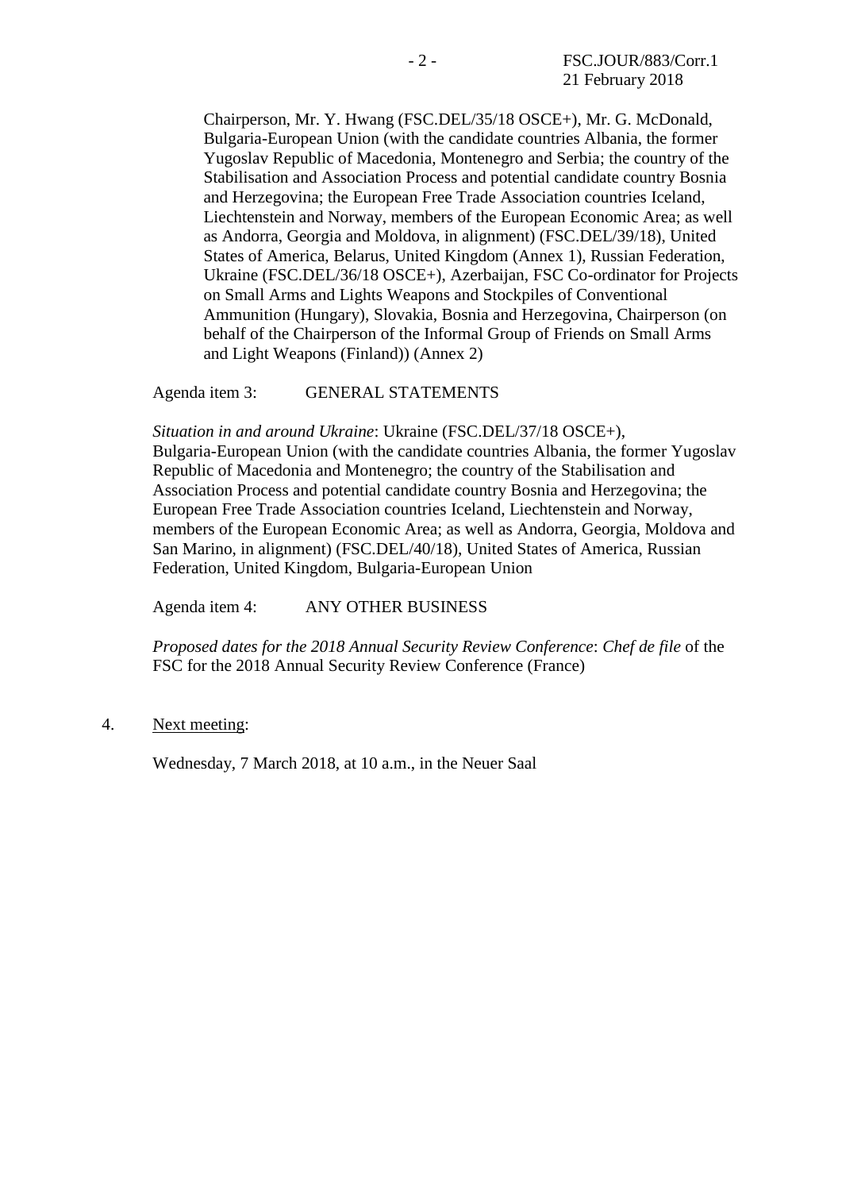Chairperson, Mr. Y. Hwang (FSC.DEL/35/18 OSCE+), Mr. G. McDonald, Bulgaria-European Union (with the candidate countries Albania, the former Yugoslav Republic of Macedonia, Montenegro and Serbia; the country of the Stabilisation and Association Process and potential candidate country Bosnia and Herzegovina; the European Free Trade Association countries Iceland, Liechtenstein and Norway, members of the European Economic Area; as well as Andorra, Georgia and Moldova, in alignment) (FSC.DEL/39/18), United States of America, Belarus, United Kingdom (Annex 1), Russian Federation, Ukraine (FSC.DEL/36/18 OSCE+), Azerbaijan, FSC Co-ordinator for Projects on Small Arms and Lights Weapons and Stockpiles of Conventional Ammunition (Hungary), Slovakia, Bosnia and Herzegovina, Chairperson (on behalf of the Chairperson of the Informal Group of Friends on Small Arms and Light Weapons (Finland)) (Annex 2)

Agenda item 3: GENERAL STATEMENTS

*Situation in and around Ukraine*: Ukraine (FSC.DEL/37/18 OSCE+), Bulgaria-European Union (with the candidate countries Albania, the former Yugoslav Republic of Macedonia and Montenegro; the country of the Stabilisation and Association Process and potential candidate country Bosnia and Herzegovina; the European Free Trade Association countries Iceland, Liechtenstein and Norway, members of the European Economic Area; as well as Andorra, Georgia, Moldova and San Marino, in alignment) (FSC.DEL/40/18), United States of America, Russian Federation, United Kingdom, Bulgaria-European Union

Agenda item 4: ANY OTHER BUSINESS

*Proposed dates for the 2018 Annual Security Review Conference*: *Chef de file* of the FSC for the 2018 Annual Security Review Conference (France)

4. Next meeting:

Wednesday, 7 March 2018, at 10 a.m., in the Neuer Saal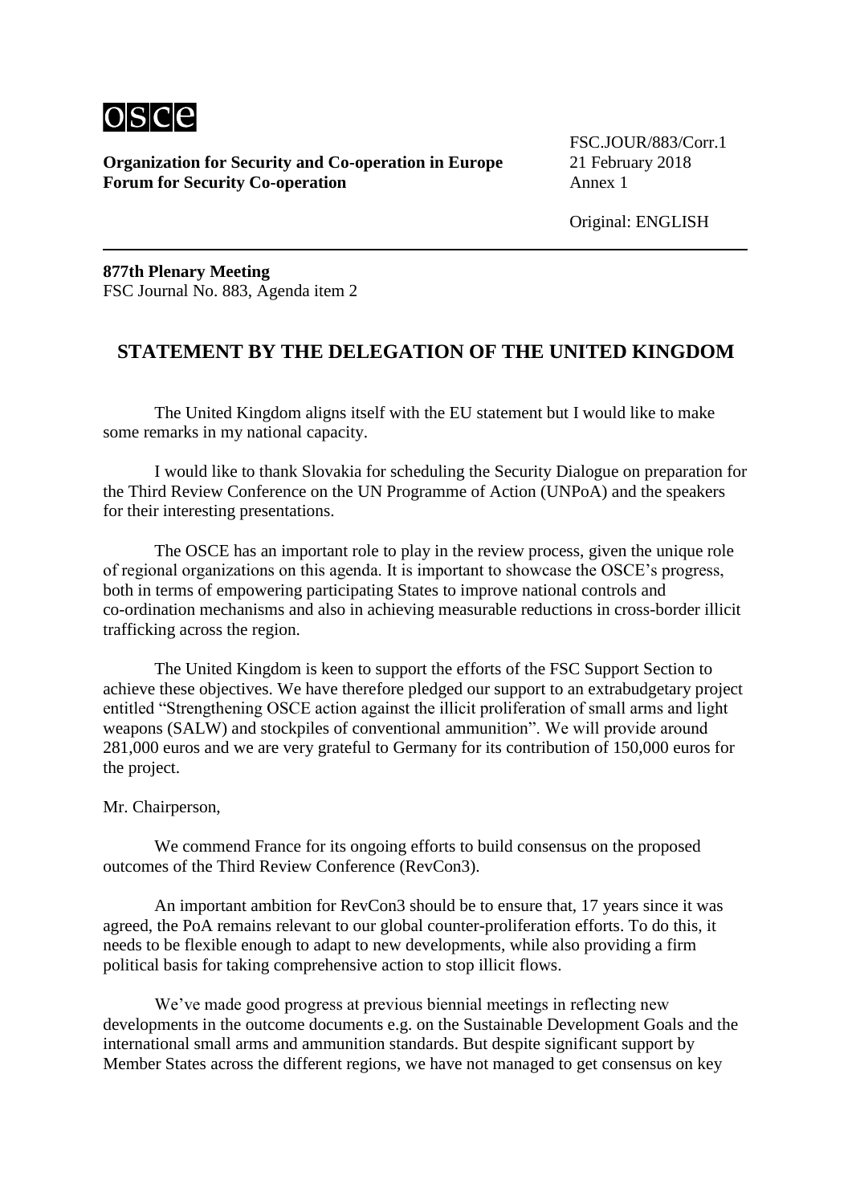**Organization for Security and Co-operation in Europe**
**Forum for Security Co-operation**

FSC.JOUR/883/Corr.1
21 February 2018
Annex 1

Original: ENGLISH

**877th Plenary Meeting**
FSC Journal No. 883, Agenda item 2

## STATEMENT BY THE DELEGATION OF THE UNITED KINGDOM

The United Kingdom aligns itself with the EU statement but I would like to make some remarks in my national capacity.

I would like to thank Slovakia for scheduling the Security Dialogue on preparation for the Third Review Conference on the UN Programme of Action (UNPoA) and the speakers for their interesting presentations.

The OSCE has an important role to play in the review process, given the unique role of regional organizations on this agenda. It is important to showcase the OSCE's progress, both in terms of empowering participating States to improve national controls and co-ordination mechanisms and also in achieving measurable reductions in cross-border illicit trafficking across the region.

The United Kingdom is keen to support the efforts of the FSC Support Section to achieve these objectives. We have therefore pledged our support to an extrabudgetary project entitled "Strengthening OSCE action against the illicit proliferation of small arms and light weapons (SALW) and stockpiles of conventional ammunition". We will provide around 281,000 euros and we are very grateful to Germany for its contribution of 150,000 euros for the project.

Mr. Chairperson,

We commend France for its ongoing efforts to build consensus on the proposed outcomes of the Third Review Conference (RevCon3).

An important ambition for RevCon3 should be to ensure that, 17 years since it was agreed, the PoA remains relevant to our global counter-proliferation efforts. To do this, it needs to be flexible enough to adapt to new developments, while also providing a firm political basis for taking comprehensive action to stop illicit flows.

We've made good progress at previous biennial meetings in reflecting new developments in the outcome documents e.g. on the Sustainable Development Goals and the international small arms and ammunition standards. But despite significant support by Member States across the different regions, we have not managed to get consensus on key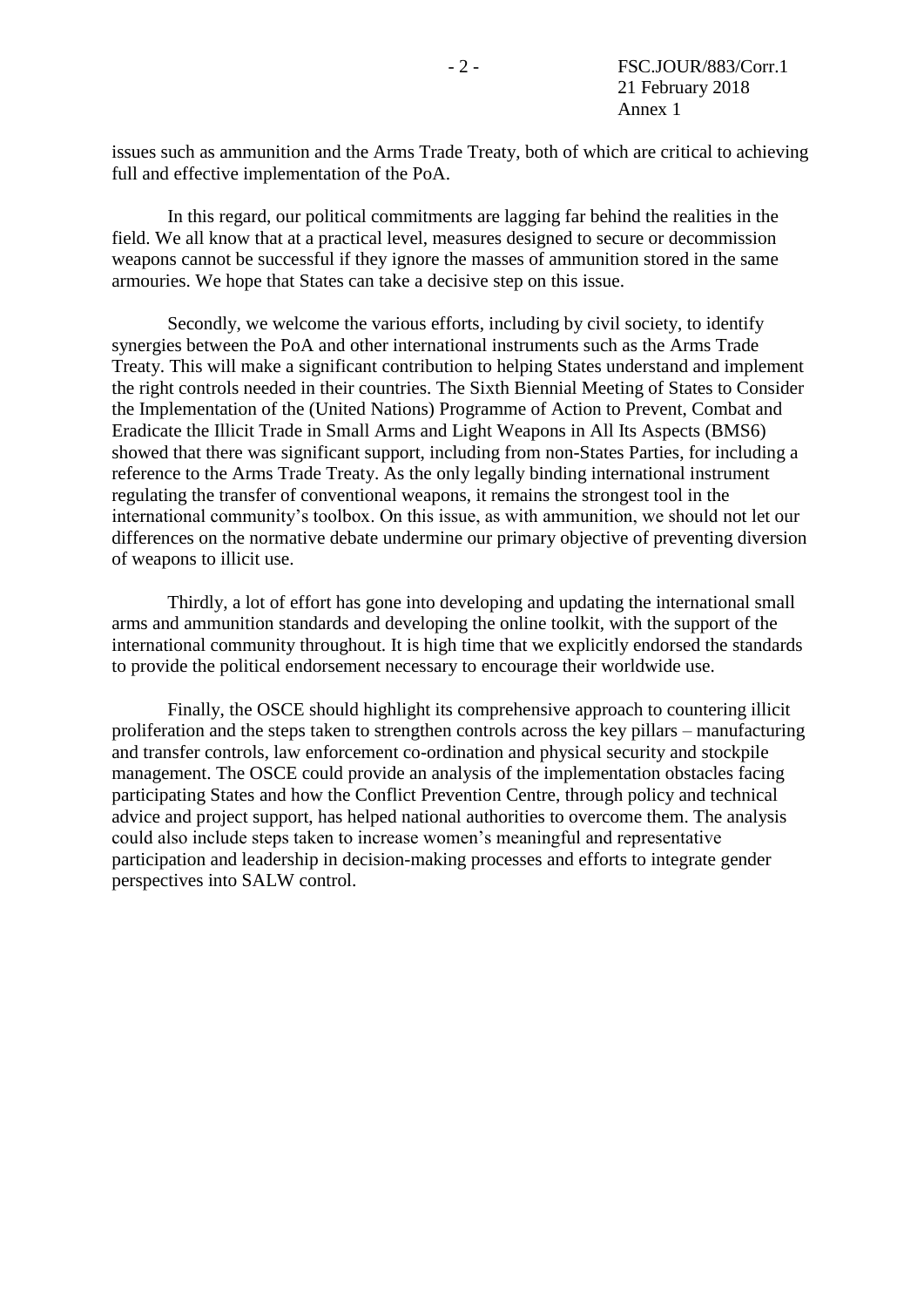issues such as ammunition and the Arms Trade Treaty, both of which are critical to achieving full and effective implementation of the PoA.

In this regard, our political commitments are lagging far behind the realities in the field. We all know that at a practical level, measures designed to secure or decommission weapons cannot be successful if they ignore the masses of ammunition stored in the same armouries. We hope that States can take a decisive step on this issue.

Secondly, we welcome the various efforts, including by civil society, to identify synergies between the PoA and other international instruments such as the Arms Trade Treaty. This will make a significant contribution to helping States understand and implement the right controls needed in their countries. The Sixth Biennial Meeting of States to Consider the Implementation of the (United Nations) Programme of Action to Prevent, Combat and Eradicate the Illicit Trade in Small Arms and Light Weapons in All Its Aspects (BMS6) showed that there was significant support, including from non-States Parties, for including a reference to the Arms Trade Treaty. As the only legally binding international instrument regulating the transfer of conventional weapons, it remains the strongest tool in the international community's toolbox. On this issue, as with ammunition, we should not let our differences on the normative debate undermine our primary objective of preventing diversion of weapons to illicit use.

Thirdly, a lot of effort has gone into developing and updating the international small arms and ammunition standards and developing the online toolkit, with the support of the international community throughout. It is high time that we explicitly endorsed the standards to provide the political endorsement necessary to encourage their worldwide use.

Finally, the OSCE should highlight its comprehensive approach to countering illicit proliferation and the steps taken to strengthen controls across the key pillars – manufacturing and transfer controls, law enforcement co-ordination and physical security and stockpile management. The OSCE could provide an analysis of the implementation obstacles facing participating States and how the Conflict Prevention Centre, through policy and technical advice and project support, has helped national authorities to overcome them. The analysis could also include steps taken to increase women's meaningful and representative participation and leadership in decision-making processes and efforts to integrate gender perspectives into SALW control.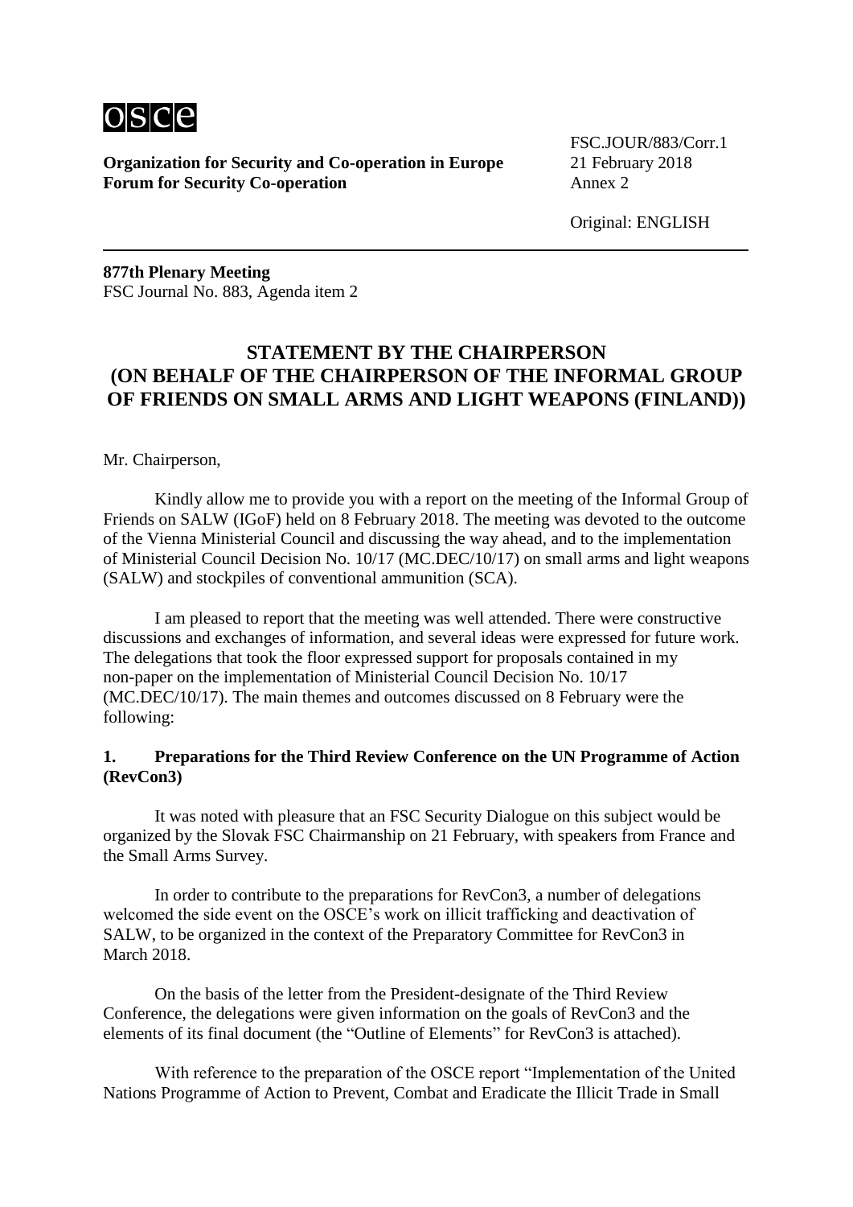Organization for Security and Co-operation in Europe
Forum for Security Co-operation

FSC.JOUR/883/Corr.1
21 February 2018
Annex 2

Original: ENGLISH

**877th Plenary Meeting**
FSC Journal No. 883, Agenda item 2

## STATEMENT BY THE CHAIRPERSON (ON BEHALF OF THE CHAIRPERSON OF THE INFORMAL GROUP OF FRIENDS ON SMALL ARMS AND LIGHT WEAPONS (FINLAND))

Mr. Chairperson,

Kindly allow me to provide you with a report on the meeting of the Informal Group of Friends on SALW (IGoF) held on 8 February 2018. The meeting was devoted to the outcome of the Vienna Ministerial Council and discussing the way ahead, and to the implementation of Ministerial Council Decision No. 10/17 (MC.DEC/10/17) on small arms and light weapons (SALW) and stockpiles of conventional ammunition (SCA).

I am pleased to report that the meeting was well attended. There were constructive discussions and exchanges of information, and several ideas were expressed for future work. The delegations that took the floor expressed support for proposals contained in my non-paper on the implementation of Ministerial Council Decision No. 10/17 (MC.DEC/10/17). The main themes and outcomes discussed on 8 February were the following:

### 1. Preparations for the Third Review Conference on the UN Programme of Action (RevCon3)

It was noted with pleasure that an FSC Security Dialogue on this subject would be organized by the Slovak FSC Chairmanship on 21 February, with speakers from France and the Small Arms Survey.

In order to contribute to the preparations for RevCon3, a number of delegations welcomed the side event on the OSCE's work on illicit trafficking and deactivation of SALW, to be organized in the context of the Preparatory Committee for RevCon3 in March 2018.

On the basis of the letter from the President-designate of the Third Review Conference, the delegations were given information on the goals of RevCon3 and the elements of its final document (the "Outline of Elements" for RevCon3 is attached).

With reference to the preparation of the OSCE report "Implementation of the United Nations Programme of Action to Prevent, Combat and Eradicate the Illicit Trade in Small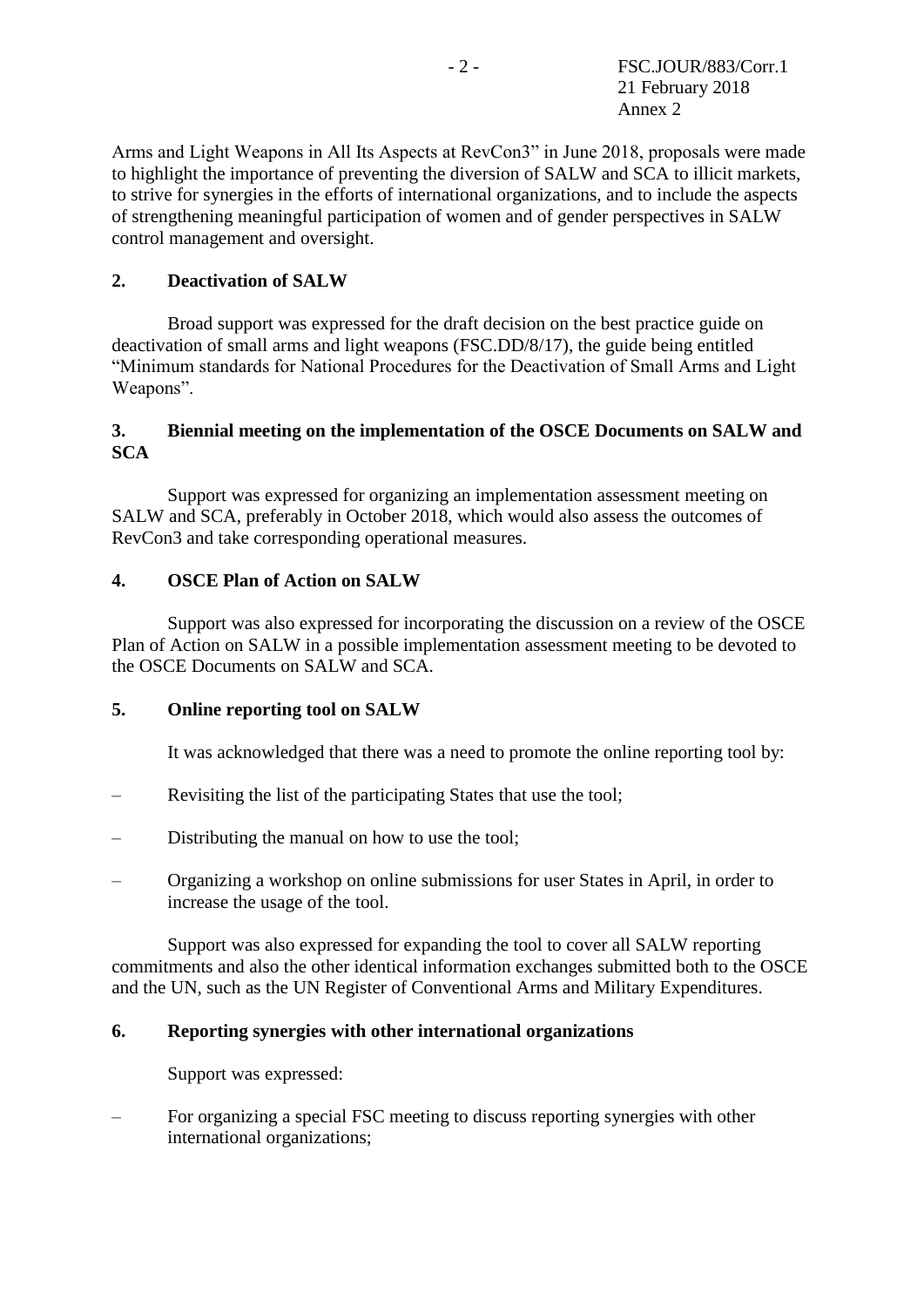Arms and Light Weapons in All Its Aspects at RevCon3" in June 2018, proposals were made to highlight the importance of preventing the diversion of SALW and SCA to illicit markets, to strive for synergies in the efforts of international organizations, and to include the aspects of strengthening meaningful participation of women and of gender perspectives in SALW control management and oversight.

**2. Deactivation of SALW**

Broad support was expressed for the draft decision on the best practice guide on deactivation of small arms and light weapons (FSC.DD/8/17), the guide being entitled "Minimum standards for National Procedures for the Deactivation of Small Arms and Light Weapons".

**3. Biennial meeting on the implementation of the OSCE Documents on SALW and SCA**

Support was expressed for organizing an implementation assessment meeting on SALW and SCA, preferably in October 2018, which would also assess the outcomes of RevCon3 and take corresponding operational measures.

**4. OSCE Plan of Action on SALW**

Support was also expressed for incorporating the discussion on a review of the OSCE Plan of Action on SALW in a possible implementation assessment meeting to be devoted to the OSCE Documents on SALW and SCA.

**5. Online reporting tool on SALW**

It was acknowledged that there was a need to promote the online reporting tool by:

– Revisiting the list of the participating States that use the tool;

– Distributing the manual on how to use the tool;

– Organizing a workshop on online submissions for user States in April, in order to increase the usage of the tool.

Support was also expressed for expanding the tool to cover all SALW reporting commitments and also the other identical information exchanges submitted both to the OSCE and the UN, such as the UN Register of Conventional Arms and Military Expenditures.

**6. Reporting synergies with other international organizations**

Support was expressed:

– For organizing a special FSC meeting to discuss reporting synergies with other international organizations;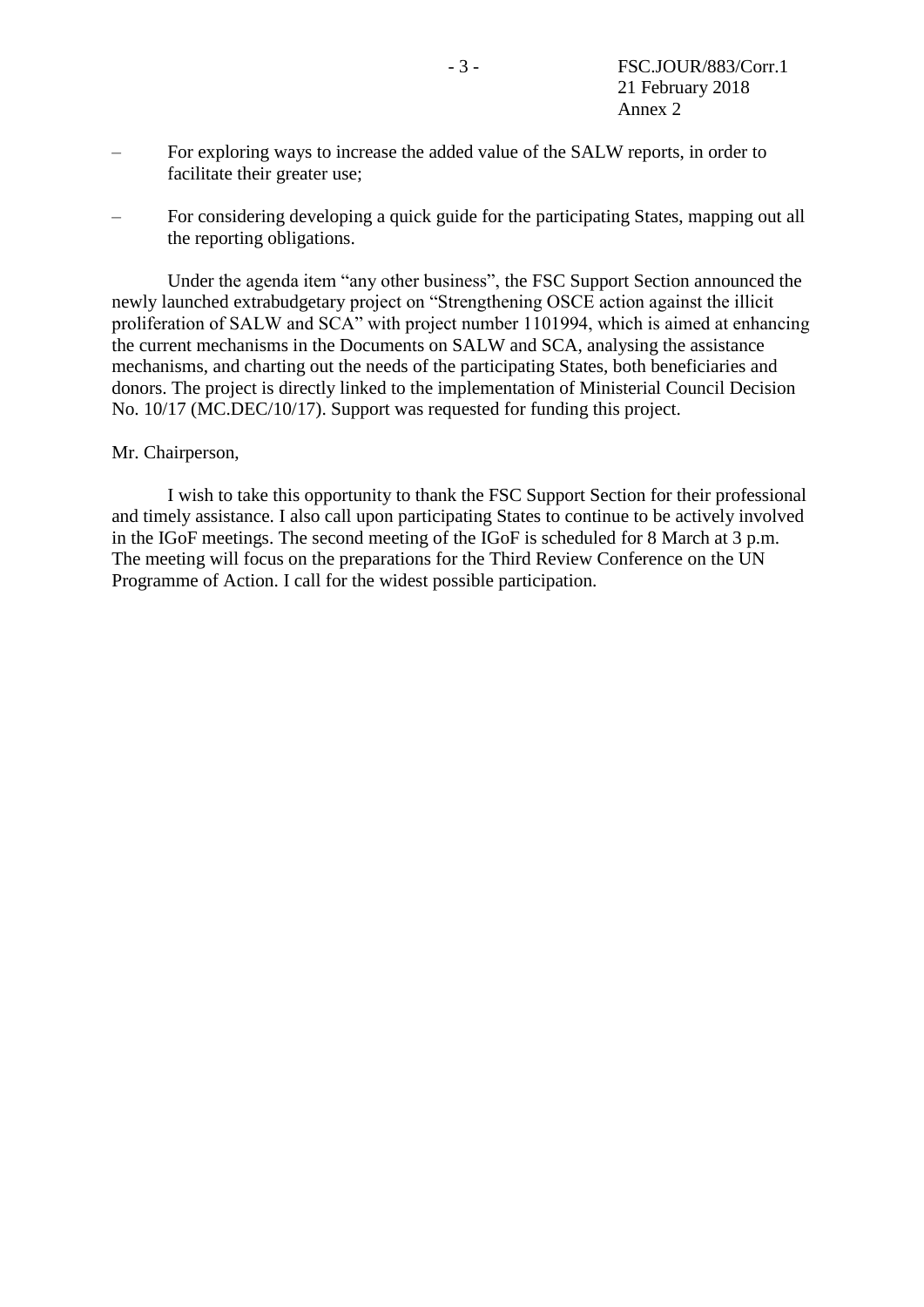– For exploring ways to increase the added value of the SALW reports, in order to facilitate their greater use;

– For considering developing a quick guide for the participating States, mapping out all the reporting obligations.

Under the agenda item "any other business", the FSC Support Section announced the newly launched extrabudgetary project on "Strengthening OSCE action against the illicit proliferation of SALW and SCA" with project number 1101994, which is aimed at enhancing the current mechanisms in the Documents on SALW and SCA, analysing the assistance mechanisms, and charting out the needs of the participating States, both beneficiaries and donors. The project is directly linked to the implementation of Ministerial Council Decision No. 10/17 (MC.DEC/10/17). Support was requested for funding this project.

Mr. Chairperson,

I wish to take this opportunity to thank the FSC Support Section for their professional and timely assistance. I also call upon participating States to continue to be actively involved in the IGoF meetings. The second meeting of the IGoF is scheduled for 8 March at 3 p.m. The meeting will focus on the preparations for the Third Review Conference on the UN Programme of Action. I call for the widest possible participation.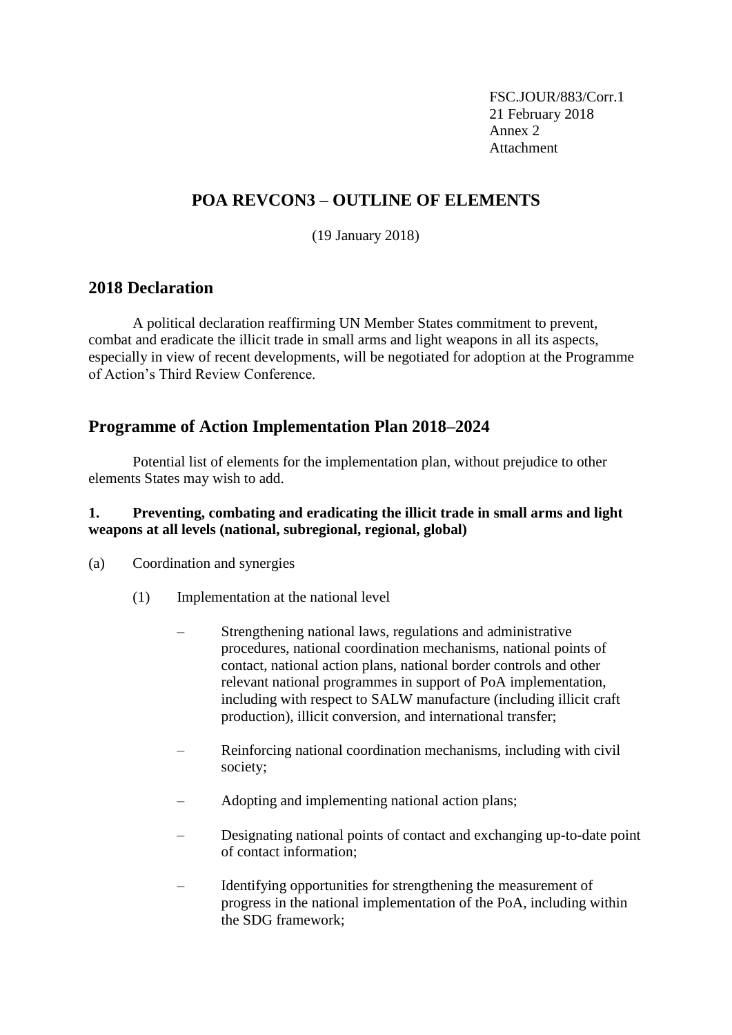FSC.JOUR/883/Corr.1
21 February 2018
Annex 2
Attachment

# POA REVCON3 – OUTLINE OF ELEMENTS

(19 January 2018)

## 2018 Declaration

A political declaration reaffirming UN Member States commitment to prevent, combat and eradicate the illicit trade in small arms and light weapons in all its aspects, especially in view of recent developments, will be negotiated for adoption at the Programme of Action's Third Review Conference.

## Programme of Action Implementation Plan 2018–2024

Potential list of elements for the implementation plan, without prejudice to other elements States may wish to add.

**1. Preventing, combating and eradicating the illicit trade in small arms and light weapons at all levels (national, subregional, regional, global)**

(a) Coordination and synergies

(1) Implementation at the national level

- Strengthening national laws, regulations and administrative procedures, national coordination mechanisms, national points of contact, national action plans, national border controls and other relevant national programmes in support of PoA implementation, including with respect to SALW manufacture (including illicit craft production), illicit conversion, and international transfer;
- Reinforcing national coordination mechanisms, including with civil society;
- Adopting and implementing national action plans;
- Designating national points of contact and exchanging up-to-date point of contact information;
- Identifying opportunities for strengthening the measurement of progress in the national implementation of the PoA, including within the SDG framework;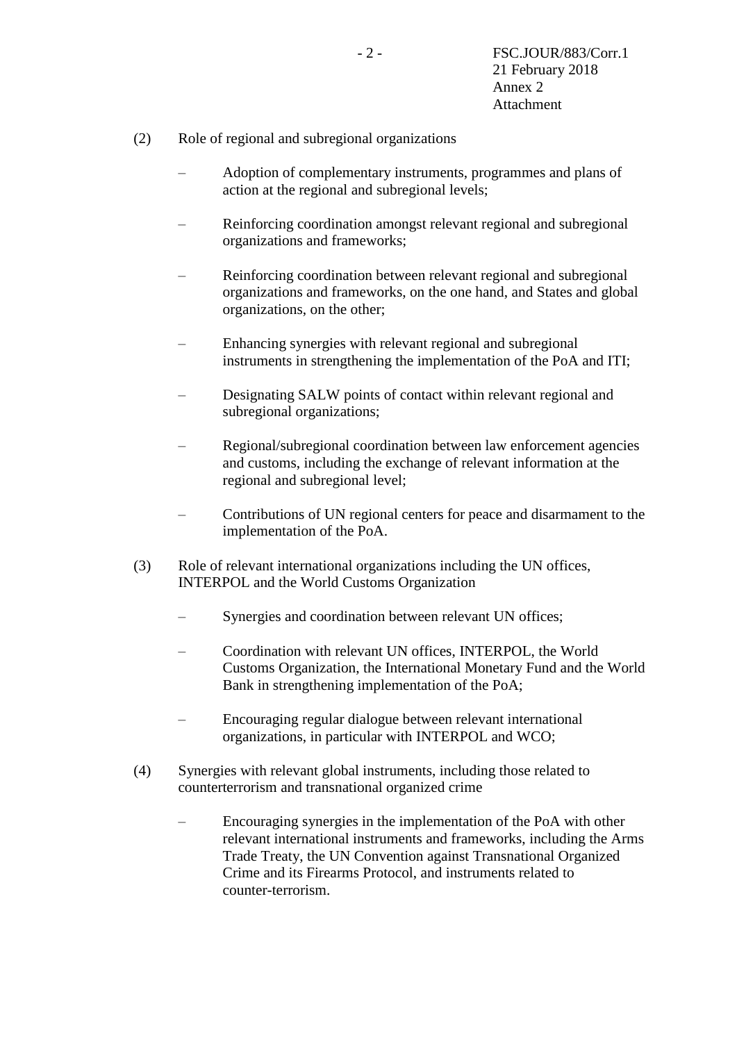(2) Role of regional and subregional organizations

- Adoption of complementary instruments, programmes and plans of action at the regional and subregional levels;
- Reinforcing coordination amongst relevant regional and subregional organizations and frameworks;
- Reinforcing coordination between relevant regional and subregional organizations and frameworks, on the one hand, and States and global organizations, on the other;
- Enhancing synergies with relevant regional and subregional instruments in strengthening the implementation of the PoA and ITI;
- Designating SALW points of contact within relevant regional and subregional organizations;
- Regional/subregional coordination between law enforcement agencies and customs, including the exchange of relevant information at the regional and subregional level;
- Contributions of UN regional centers for peace and disarmament to the implementation of the PoA.

(3) Role of relevant international organizations including the UN offices, INTERPOL and the World Customs Organization

- Synergies and coordination between relevant UN offices;
- Coordination with relevant UN offices, INTERPOL, the World Customs Organization, the International Monetary Fund and the World Bank in strengthening implementation of the PoA;
- Encouraging regular dialogue between relevant international organizations, in particular with INTERPOL and WCO;

(4) Synergies with relevant global instruments, including those related to counterterrorism and transnational organized crime

- Encouraging synergies in the implementation of the PoA with other relevant international instruments and frameworks, including the Arms Trade Treaty, the UN Convention against Transnational Organized Crime and its Firearms Protocol, and instruments related to counter-terrorism.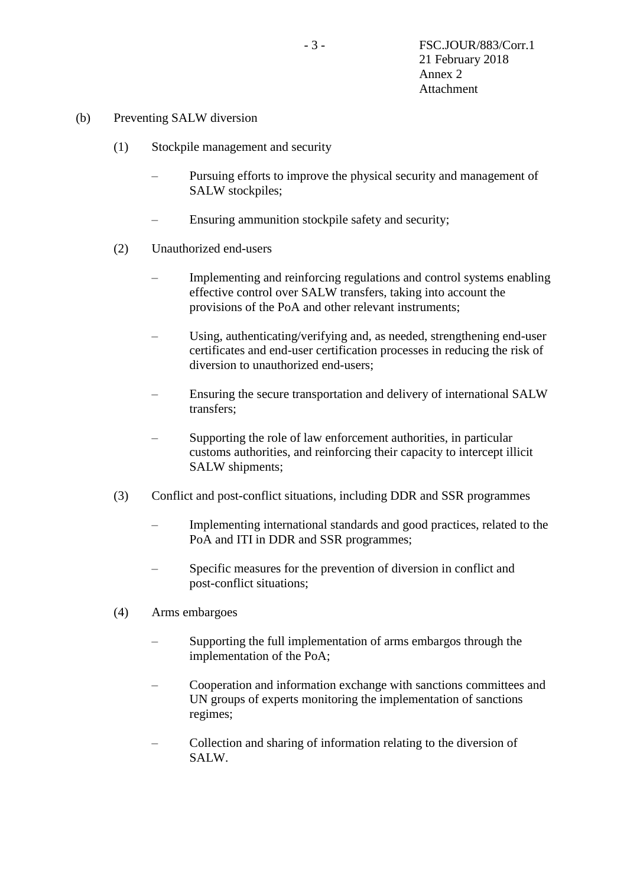(b) Preventing SALW diversion

(1) Stockpile management and security

– Pursuing efforts to improve the physical security and management of SALW stockpiles;

– Ensuring ammunition stockpile safety and security;

(2) Unauthorized end-users

– Implementing and reinforcing regulations and control systems enabling effective control over SALW transfers, taking into account the provisions of the PoA and other relevant instruments;

– Using, authenticating/verifying and, as needed, strengthening end-user certificates and end-user certification processes in reducing the risk of diversion to unauthorized end-users;

– Ensuring the secure transportation and delivery of international SALW transfers;

– Supporting the role of law enforcement authorities, in particular customs authorities, and reinforcing their capacity to intercept illicit SALW shipments;

(3) Conflict and post-conflict situations, including DDR and SSR programmes

– Implementing international standards and good practices, related to the PoA and ITI in DDR and SSR programmes;

– Specific measures for the prevention of diversion in conflict and post-conflict situations;

(4) Arms embargoes

– Supporting the full implementation of arms embargos through the implementation of the PoA;

– Cooperation and information exchange with sanctions committees and UN groups of experts monitoring the implementation of sanctions regimes;

– Collection and sharing of information relating to the diversion of SALW.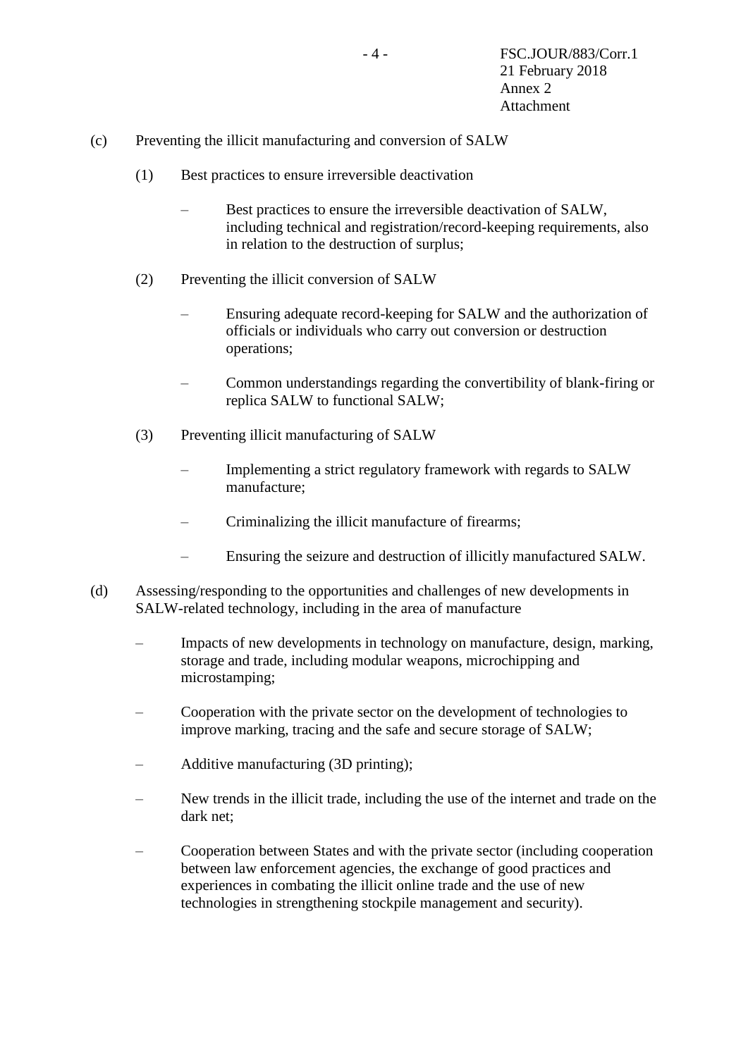(c) Preventing the illicit manufacturing and conversion of SALW

(1) Best practices to ensure irreversible deactivation

- Best practices to ensure the irreversible deactivation of SALW, including technical and registration/record-keeping requirements, also in relation to the destruction of surplus;

(2) Preventing the illicit conversion of SALW

- Ensuring adequate record-keeping for SALW and the authorization of officials or individuals who carry out conversion or destruction operations;

- Common understandings regarding the convertibility of blank-firing or replica SALW to functional SALW;

(3) Preventing illicit manufacturing of SALW

- Implementing a strict regulatory framework with regards to SALW manufacture;

- Criminalizing the illicit manufacture of firearms;

- Ensuring the seizure and destruction of illicitly manufactured SALW.

(d) Assessing/responding to the opportunities and challenges of new developments in SALW-related technology, including in the area of manufacture

- Impacts of new developments in technology on manufacture, design, marking, storage and trade, including modular weapons, microchipping and microstamping;

- Cooperation with the private sector on the development of technologies to improve marking, tracing and the safe and secure storage of SALW;

- Additive manufacturing (3D printing);

- New trends in the illicit trade, including the use of the internet and trade on the dark net;

- Cooperation between States and with the private sector (including cooperation between law enforcement agencies, the exchange of good practices and experiences in combating the illicit online trade and the use of new technologies in strengthening stockpile management and security).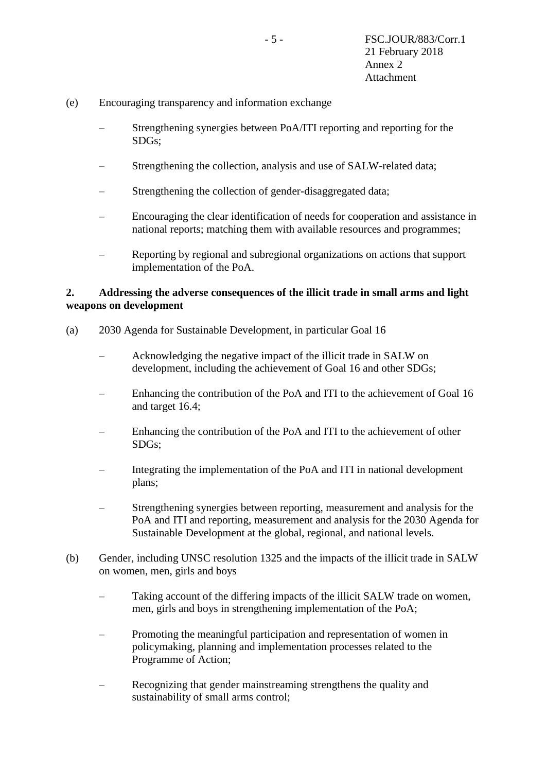(e) Encouraging transparency and information exchange

- Strengthening synergies between PoA/ITI reporting and reporting for the SDGs;
- Strengthening the collection, analysis and use of SALW-related data;
- Strengthening the collection of gender-disaggregated data;
- Encouraging the clear identification of needs for cooperation and assistance in national reports; matching them with available resources and programmes;
- Reporting by regional and subregional organizations on actions that support implementation of the PoA.

**2. Addressing the adverse consequences of the illicit trade in small arms and light weapons on development**

(a) 2030 Agenda for Sustainable Development, in particular Goal 16

- Acknowledging the negative impact of the illicit trade in SALW on development, including the achievement of Goal 16 and other SDGs;
- Enhancing the contribution of the PoA and ITI to the achievement of Goal 16 and target 16.4;
- Enhancing the contribution of the PoA and ITI to the achievement of other SDGs;
- Integrating the implementation of the PoA and ITI in national development plans;
- Strengthening synergies between reporting, measurement and analysis for the PoA and ITI and reporting, measurement and analysis for the 2030 Agenda for Sustainable Development at the global, regional, and national levels.

(b) Gender, including UNSC resolution 1325 and the impacts of the illicit trade in SALW on women, men, girls and boys

- Taking account of the differing impacts of the illicit SALW trade on women, men, girls and boys in strengthening implementation of the PoA;
- Promoting the meaningful participation and representation of women in policymaking, planning and implementation processes related to the Programme of Action;
- Recognizing that gender mainstreaming strengthens the quality and sustainability of small arms control;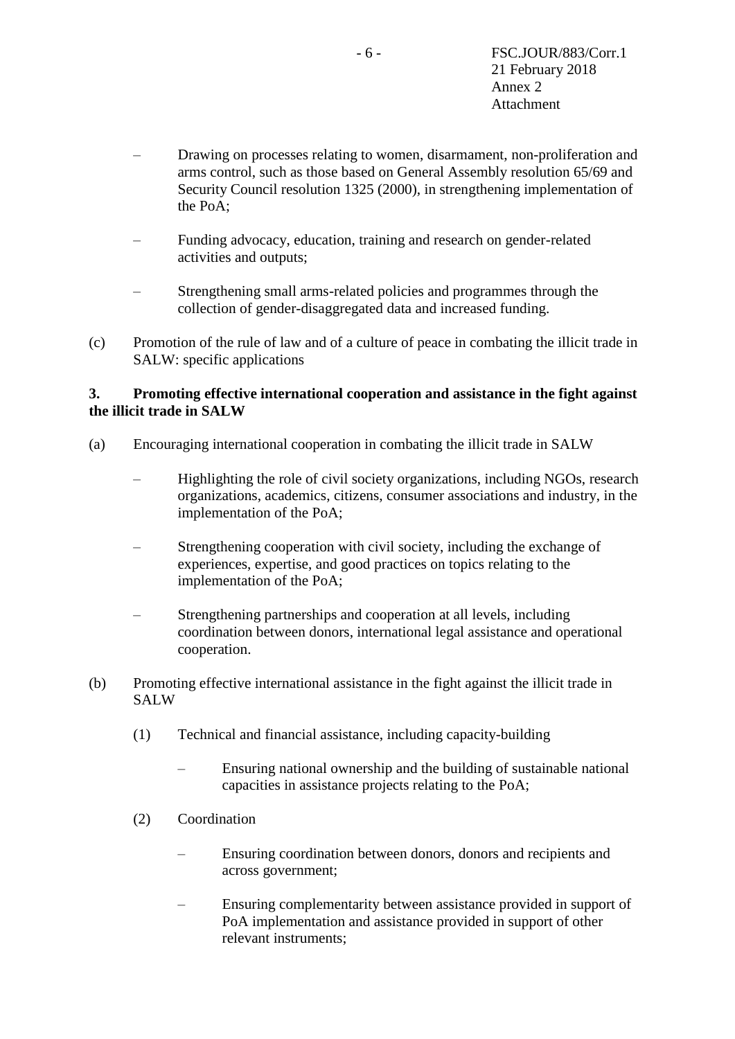– Drawing on processes relating to women, disarmament, non-proliferation and arms control, such as those based on General Assembly resolution 65/69 and Security Council resolution 1325 (2000), in strengthening implementation of the PoA;

– Funding advocacy, education, training and research on gender-related activities and outputs;

– Strengthening small arms-related policies and programmes through the collection of gender-disaggregated data and increased funding.

(c) Promotion of the rule of law and of a culture of peace in combating the illicit trade in SALW: specific applications

**3. Promoting effective international cooperation and assistance in the fight against the illicit trade in SALW**

(a) Encouraging international cooperation in combating the illicit trade in SALW

– Highlighting the role of civil society organizations, including NGOs, research organizations, academics, citizens, consumer associations and industry, in the implementation of the PoA;

– Strengthening cooperation with civil society, including the exchange of experiences, expertise, and good practices on topics relating to the implementation of the PoA;

– Strengthening partnerships and cooperation at all levels, including coordination between donors, international legal assistance and operational cooperation.

(b) Promoting effective international assistance in the fight against the illicit trade in SALW

(1) Technical and financial assistance, including capacity-building

– Ensuring national ownership and the building of sustainable national capacities in assistance projects relating to the PoA;

(2) Coordination

– Ensuring coordination between donors, donors and recipients and across government;

– Ensuring complementarity between assistance provided in support of PoA implementation and assistance provided in support of other relevant instruments;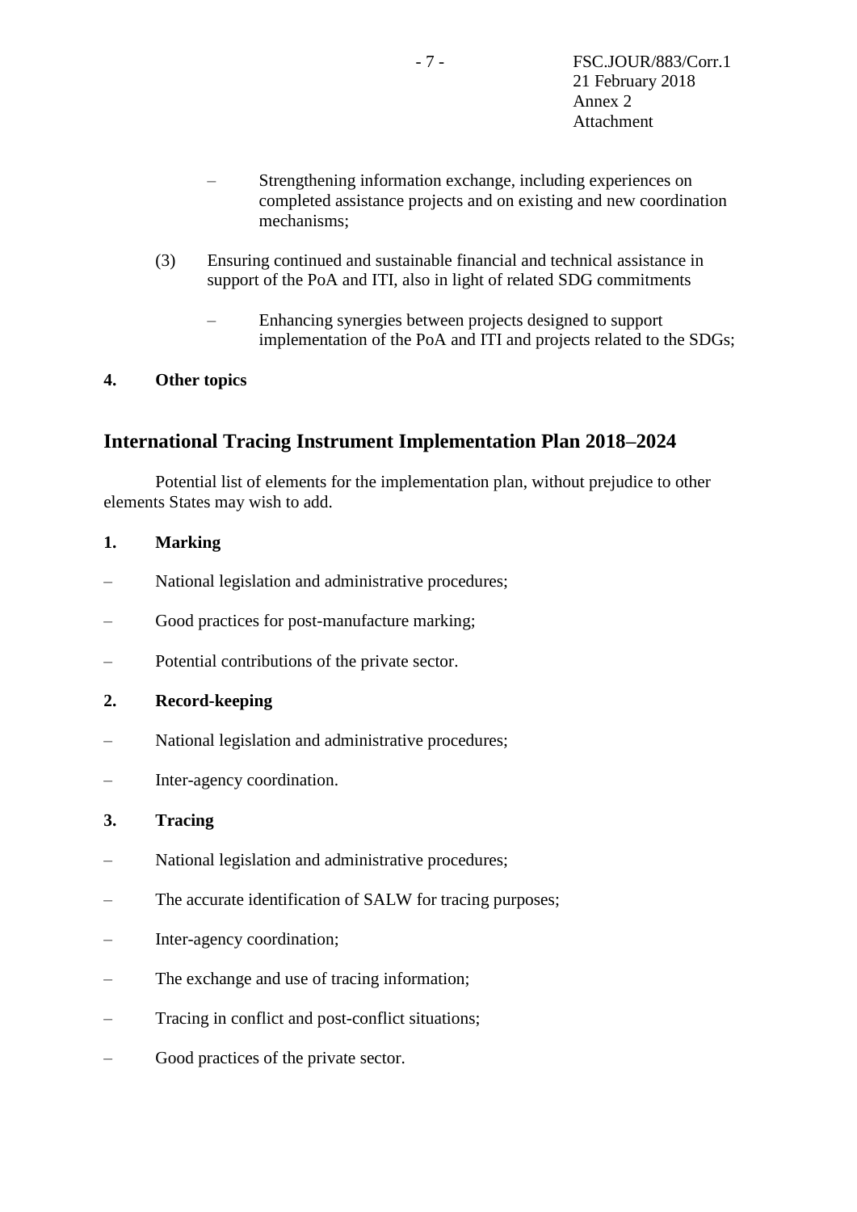- Strengthening information exchange, including experiences on completed assistance projects and on existing and new coordination mechanisms;

(3) Ensuring continued and sustainable financial and technical assistance in support of the PoA and ITI, also in light of related SDG commitments

  - Enhancing synergies between projects designed to support implementation of the PoA and ITI and projects related to the SDGs;

**4. Other topics**

## International Tracing Instrument Implementation Plan 2018–2024

Potential list of elements for the implementation plan, without prejudice to other elements States may wish to add.

**1. Marking**

- National legislation and administrative procedures;
- Good practices for post-manufacture marking;
- Potential contributions of the private sector.

**2. Record-keeping**

- National legislation and administrative procedures;
- Inter-agency coordination.

**3. Tracing**

- National legislation and administrative procedures;
- The accurate identification of SALW for tracing purposes;
- Inter-agency coordination;
- The exchange and use of tracing information;
- Tracing in conflict and post-conflict situations;
- Good practices of the private sector.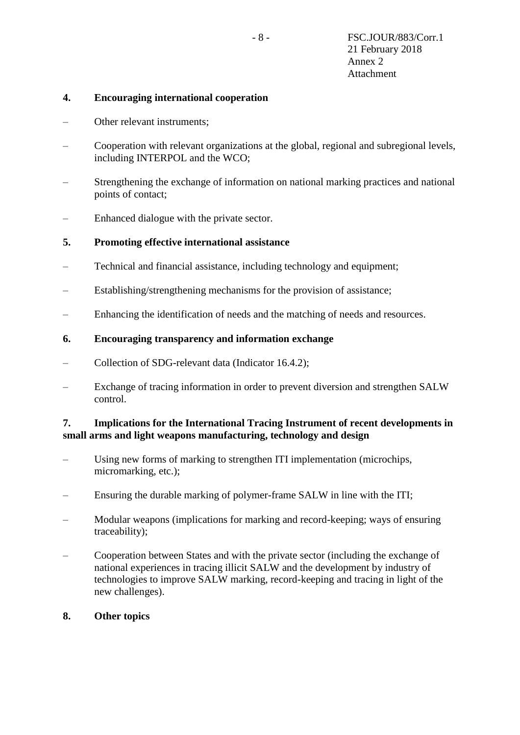**4. Encouraging international cooperation**

- Other relevant instruments;
- Cooperation with relevant organizations at the global, regional and subregional levels, including INTERPOL and the WCO;
- Strengthening the exchange of information on national marking practices and national points of contact;
- Enhanced dialogue with the private sector.

**5. Promoting effective international assistance**

- Technical and financial assistance, including technology and equipment;
- Establishing/strengthening mechanisms for the provision of assistance;
- Enhancing the identification of needs and the matching of needs and resources.

**6. Encouraging transparency and information exchange**

- Collection of SDG-relevant data (Indicator 16.4.2);
- Exchange of tracing information in order to prevent diversion and strengthen SALW control.

**7. Implications for the International Tracing Instrument of recent developments in small arms and light weapons manufacturing, technology and design**

- Using new forms of marking to strengthen ITI implementation (microchips, micromarking, etc.);
- Ensuring the durable marking of polymer-frame SALW in line with the ITI;
- Modular weapons (implications for marking and record-keeping; ways of ensuring traceability);
- Cooperation between States and with the private sector (including the exchange of national experiences in tracing illicit SALW and the development by industry of technologies to improve SALW marking, record-keeping and tracing in light of the new challenges).

**8. Other topics**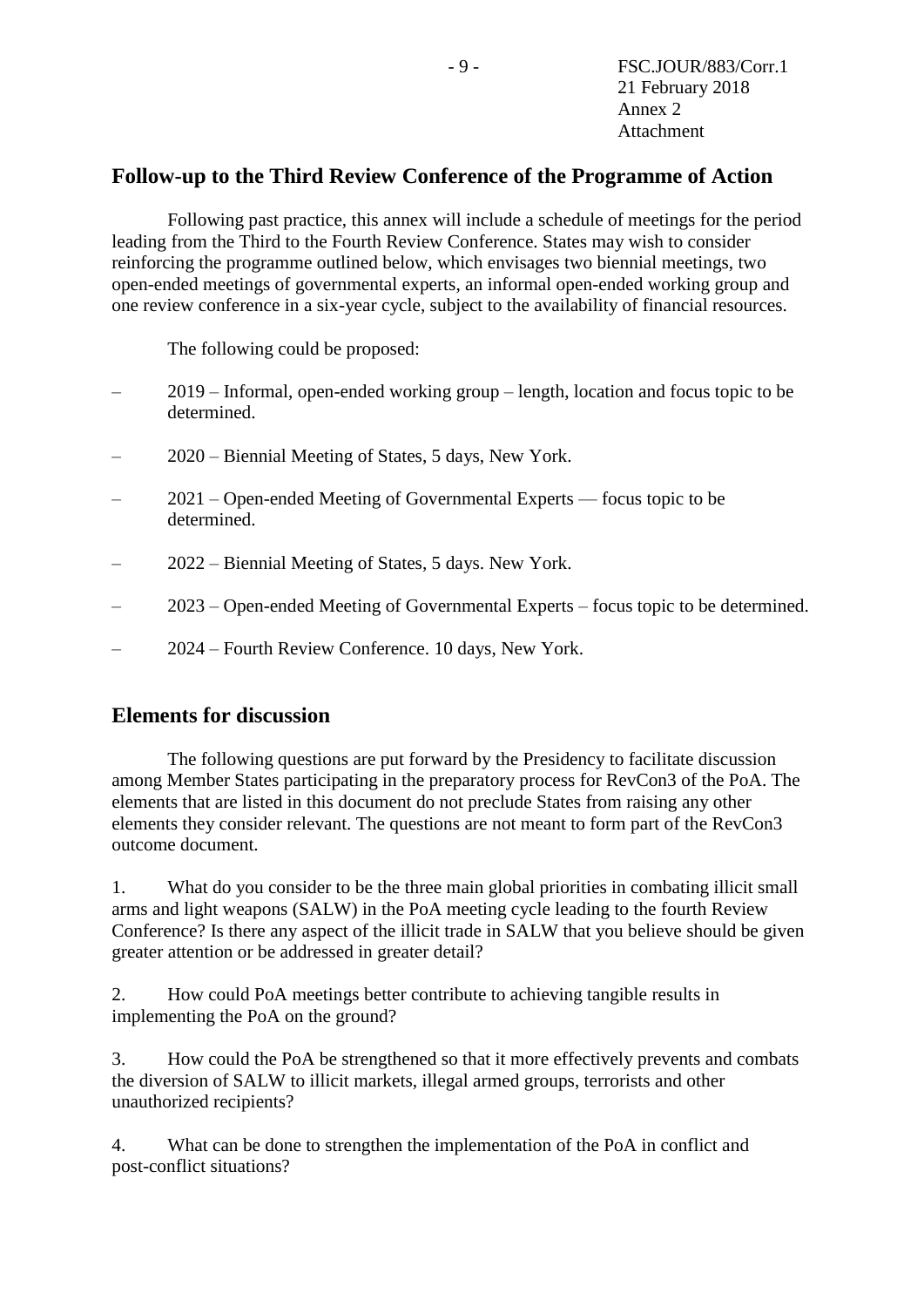## Follow-up to the Third Review Conference of the Programme of Action

Following past practice, this annex will include a schedule of meetings for the period leading from the Third to the Fourth Review Conference. States may wish to consider reinforcing the programme outlined below, which envisages two biennial meetings, two open-ended meetings of governmental experts, an informal open-ended working group and one review conference in a six-year cycle, subject to the availability of financial resources.

The following could be proposed:

– 2019 – Informal, open-ended working group – length, location and focus topic to be determined.

– 2020 – Biennial Meeting of States, 5 days, New York.

– 2021 – Open-ended Meeting of Governmental Experts — focus topic to be determined.

– 2022 – Biennial Meeting of States, 5 days. New York.

– 2023 – Open-ended Meeting of Governmental Experts – focus topic to be determined.

– 2024 – Fourth Review Conference. 10 days, New York.

## Elements for discussion

The following questions are put forward by the Presidency to facilitate discussion among Member States participating in the preparatory process for RevCon3 of the PoA. The elements that are listed in this document do not preclude States from raising any other elements they consider relevant. The questions are not meant to form part of the RevCon3 outcome document.

1. What do you consider to be the three main global priorities in combating illicit small arms and light weapons (SALW) in the PoA meeting cycle leading to the fourth Review Conference? Is there any aspect of the illicit trade in SALW that you believe should be given greater attention or be addressed in greater detail?

2. How could PoA meetings better contribute to achieving tangible results in implementing the PoA on the ground?

3. How could the PoA be strengthened so that it more effectively prevents and combats the diversion of SALW to illicit markets, illegal armed groups, terrorists and other unauthorized recipients?

4. What can be done to strengthen the implementation of the PoA in conflict and post-conflict situations?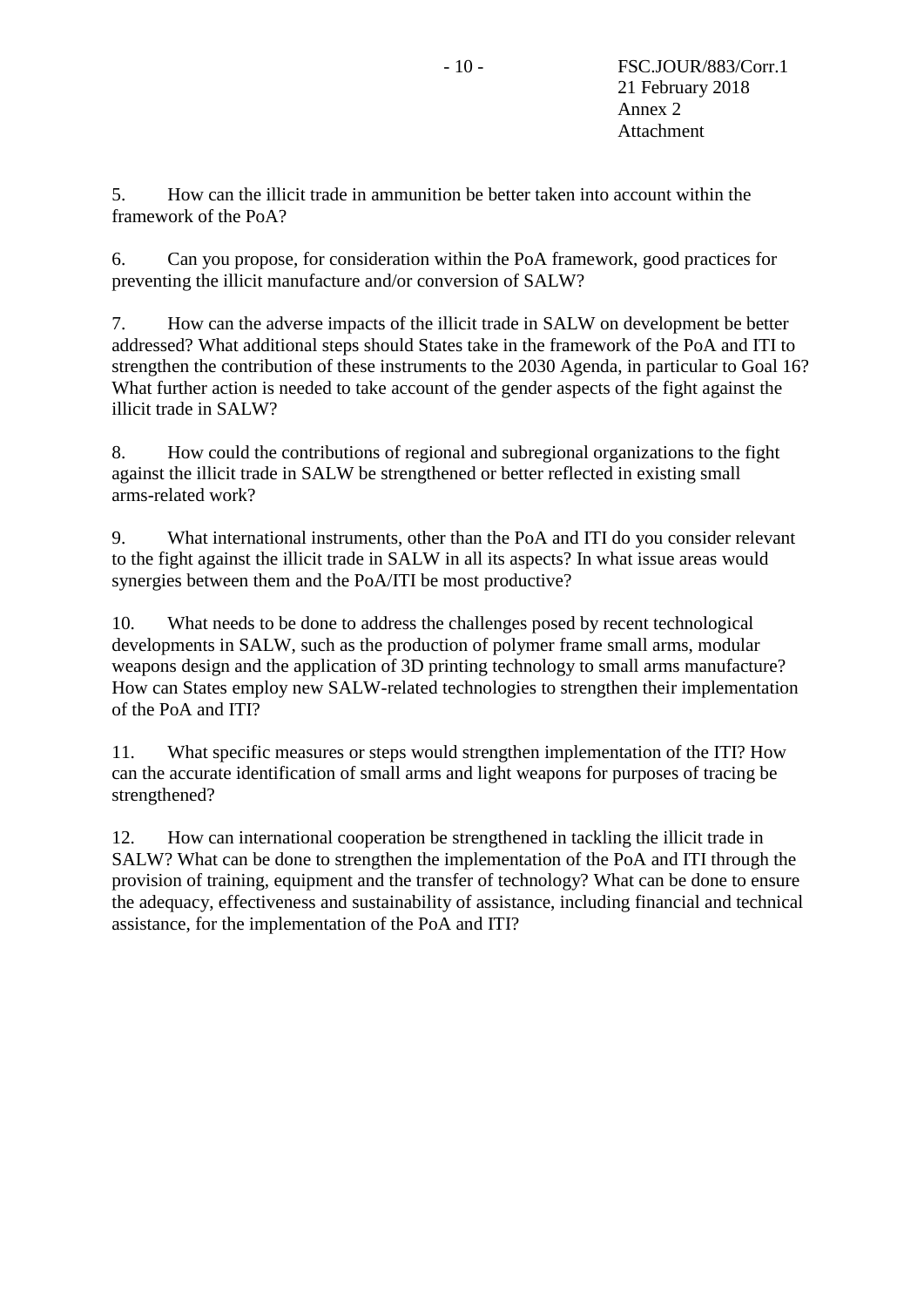5. How can the illicit trade in ammunition be better taken into account within the framework of the PoA?

6. Can you propose, for consideration within the PoA framework, good practices for preventing the illicit manufacture and/or conversion of SALW?

7. How can the adverse impacts of the illicit trade in SALW on development be better addressed? What additional steps should States take in the framework of the PoA and ITI to strengthen the contribution of these instruments to the 2030 Agenda, in particular to Goal 16? What further action is needed to take account of the gender aspects of the fight against the illicit trade in SALW?

8. How could the contributions of regional and subregional organizations to the fight against the illicit trade in SALW be strengthened or better reflected in existing small arms-related work?

9. What international instruments, other than the PoA and ITI do you consider relevant to the fight against the illicit trade in SALW in all its aspects? In what issue areas would synergies between them and the PoA/ITI be most productive?

10. What needs to be done to address the challenges posed by recent technological developments in SALW, such as the production of polymer frame small arms, modular weapons design and the application of 3D printing technology to small arms manufacture? How can States employ new SALW-related technologies to strengthen their implementation of the PoA and ITI?

11. What specific measures or steps would strengthen implementation of the ITI? How can the accurate identification of small arms and light weapons for purposes of tracing be strengthened?

12. How can international cooperation be strengthened in tackling the illicit trade in SALW? What can be done to strengthen the implementation of the PoA and ITI through the provision of training, equipment and the transfer of technology? What can be done to ensure the adequacy, effectiveness and sustainability of assistance, including financial and technical assistance, for the implementation of the PoA and ITI?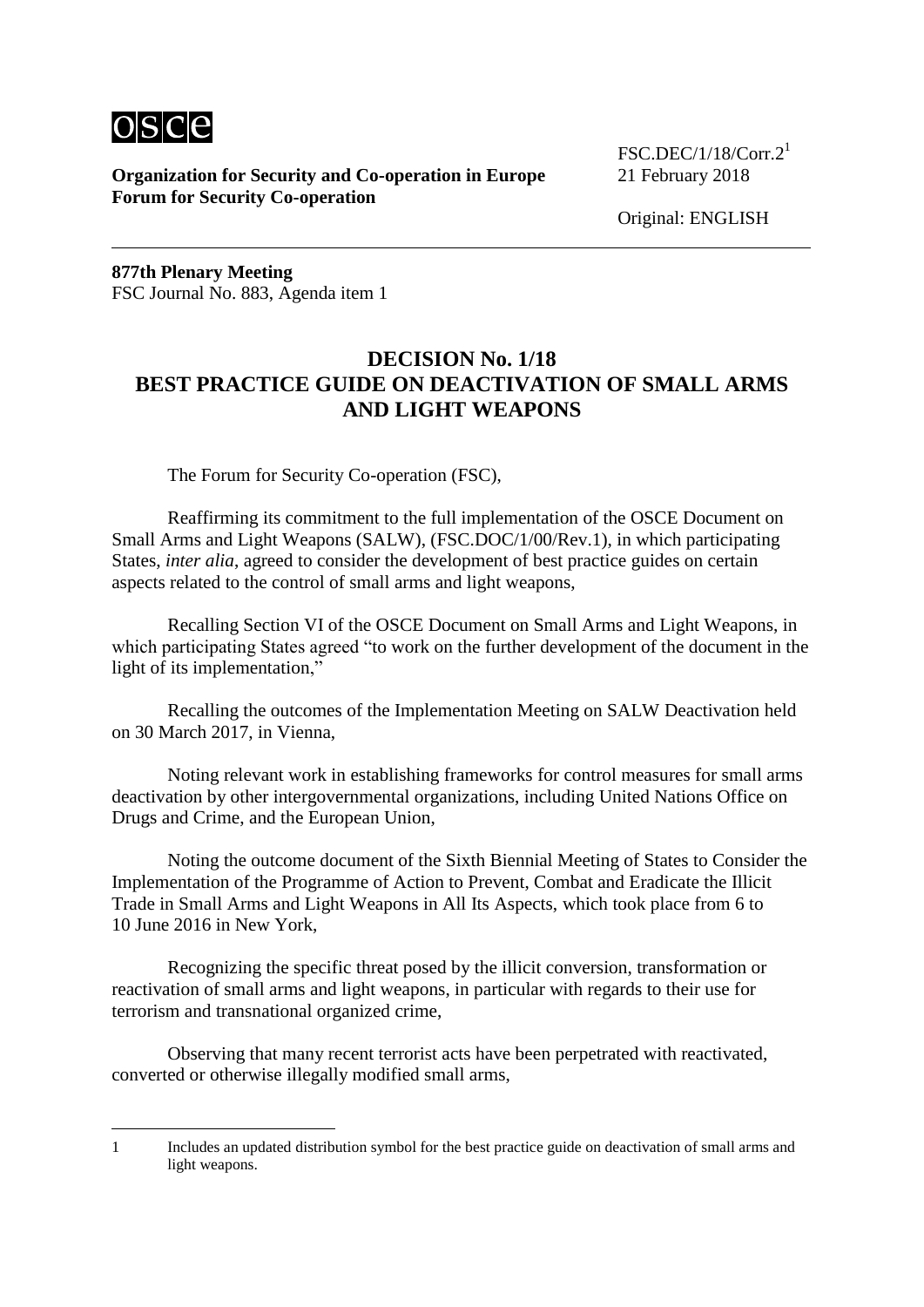Organization for Security and Co-operation in Europe
**Forum for Security Co-operation**

FSC.DEC/1/18/Corr.2[1]
21 February 2018

Original: ENGLISH

**877th Plenary Meeting**
FSC Journal No. 883, Agenda item 1

## DECISION No. 1/18
## BEST PRACTICE GUIDE ON DEACTIVATION OF SMALL ARMS AND LIGHT WEAPONS

The Forum for Security Co-operation (FSC),

Reaffirming its commitment to the full implementation of the OSCE Document on Small Arms and Light Weapons (SALW), (FSC.DOC/1/00/Rev.1), in which participating States, *inter alia*, agreed to consider the development of best practice guides on certain aspects related to the control of small arms and light weapons,

Recalling Section VI of the OSCE Document on Small Arms and Light Weapons, in which participating States agreed "to work on the further development of the document in the light of its implementation,"

Recalling the outcomes of the Implementation Meeting on SALW Deactivation held on 30 March 2017, in Vienna,

Noting relevant work in establishing frameworks for control measures for small arms deactivation by other intergovernmental organizations, including United Nations Office on Drugs and Crime, and the European Union,

Noting the outcome document of the Sixth Biennial Meeting of States to Consider the Implementation of the Programme of Action to Prevent, Combat and Eradicate the Illicit Trade in Small Arms and Light Weapons in All Its Aspects, which took place from 6 to 10 June 2016 in New York,

Recognizing the specific threat posed by the illicit conversion, transformation or reactivation of small arms and light weapons, in particular with regards to their use for terrorism and transnational organized crime,

Observing that many recent terrorist acts have been perpetrated with reactivated, converted or otherwise illegally modified small arms,

---

1 Includes an updated distribution symbol for the best practice guide on deactivation of small arms and light weapons.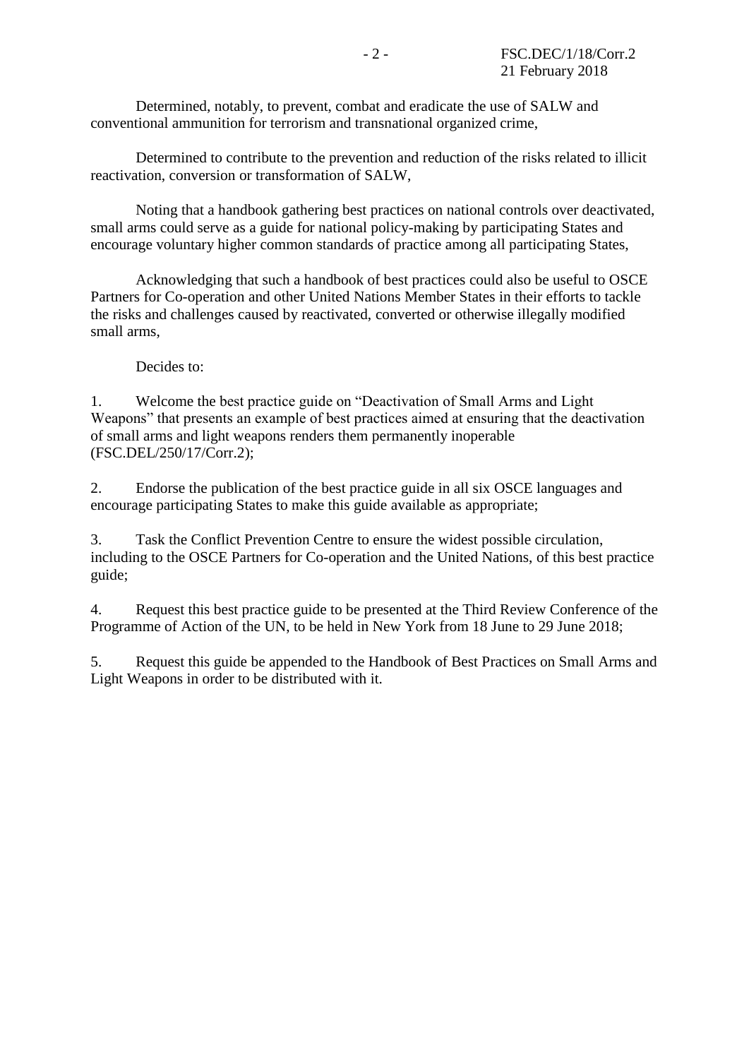Determined, notably, to prevent, combat and eradicate the use of SALW and conventional ammunition for terrorism and transnational organized crime,

Determined to contribute to the prevention and reduction of the risks related to illicit reactivation, conversion or transformation of SALW,

Noting that a handbook gathering best practices on national controls over deactivated, small arms could serve as a guide for national policy-making by participating States and encourage voluntary higher common standards of practice among all participating States,

Acknowledging that such a handbook of best practices could also be useful to OSCE Partners for Co-operation and other United Nations Member States in their efforts to tackle the risks and challenges caused by reactivated, converted or otherwise illegally modified small arms,

Decides to:

1. Welcome the best practice guide on "Deactivation of Small Arms and Light Weapons" that presents an example of best practices aimed at ensuring that the deactivation of small arms and light weapons renders them permanently inoperable (FSC.DEL/250/17/Corr.2);

2. Endorse the publication of the best practice guide in all six OSCE languages and encourage participating States to make this guide available as appropriate;

3. Task the Conflict Prevention Centre to ensure the widest possible circulation, including to the OSCE Partners for Co-operation and the United Nations, of this best practice guide;

4. Request this best practice guide to be presented at the Third Review Conference of the Programme of Action of the UN, to be held in New York from 18 June to 29 June 2018;

5. Request this guide be appended to the Handbook of Best Practices on Small Arms and Light Weapons in order to be distributed with it.